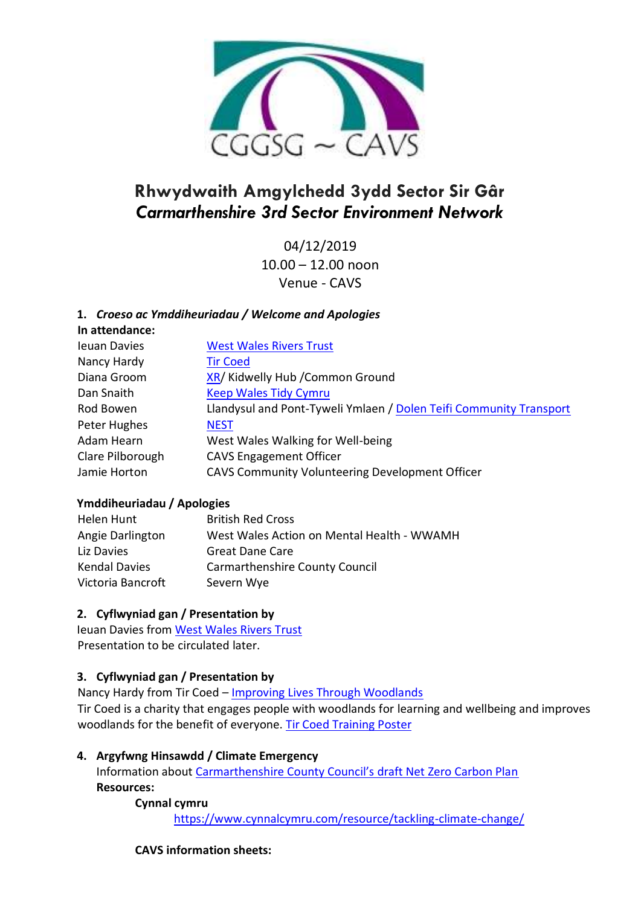CGGSG ~ CAVS

# Rhwydwaith Amgylchedd 3ydd Sector Sir Gâr
## *Carmarthenshire 3rd Sector Environment Network*

04/12/2019
10.00 – 12.00 noon
Venue - CAVS

**1. *Croeso ac Ymddiheuriadau / Welcome and Apologies***

**In attendance:**

| | |
|---|---|
| Ieuan Davies | West Wales Rivers Trust |
| Nancy Hardy | Tir Coed |
| Diana Groom | XR/ Kidwelly Hub /Common Ground |
| Dan Snaith | Keep Wales Tidy Cymru |
| Rod Bowen | Llandysul and Pont-Tyweli Ymlaen / Dolen Teifi Community Transport |
| Peter Hughes | NEST |
| Adam Hearn | West Wales Walking for Well-being |
| Clare Pilborough | CAVS Engagement Officer |
| Jamie Horton | CAVS Community Volunteering Development Officer |

**Ymddiheuriadau / Apologies**

| | |
|---|---|
| Helen Hunt | British Red Cross |
| Angie Darlington | West Wales Action on Mental Health - WWAMH |
| Liz Davies | Great Dane Care |
| Kendal Davies | Carmarthenshire County Council |
| Victoria Bancroft | Severn Wye |

**2. Cyflwyniad gan / Presentation by**

Ieuan Davies from West Wales Rivers Trust
Presentation to be circulated later.

**3. Cyflwyniad gan / Presentation by**

Nancy Hardy from Tir Coed – Improving Lives Through Woodlands
Tir Coed is a charity that engages people with woodlands for learning and wellbeing and improves woodlands for the benefit of everyone. Tir Coed Training Poster

**4. Argyfwng Hinsawdd / Climate Emergency**

Information about Carmarthenshire County Council's draft Net Zero Carbon Plan

**Resources:**

**Cynnal cymru**

https://www.cynnalcymru.com/resource/tackling-climate-change/

**CAVS information sheets:**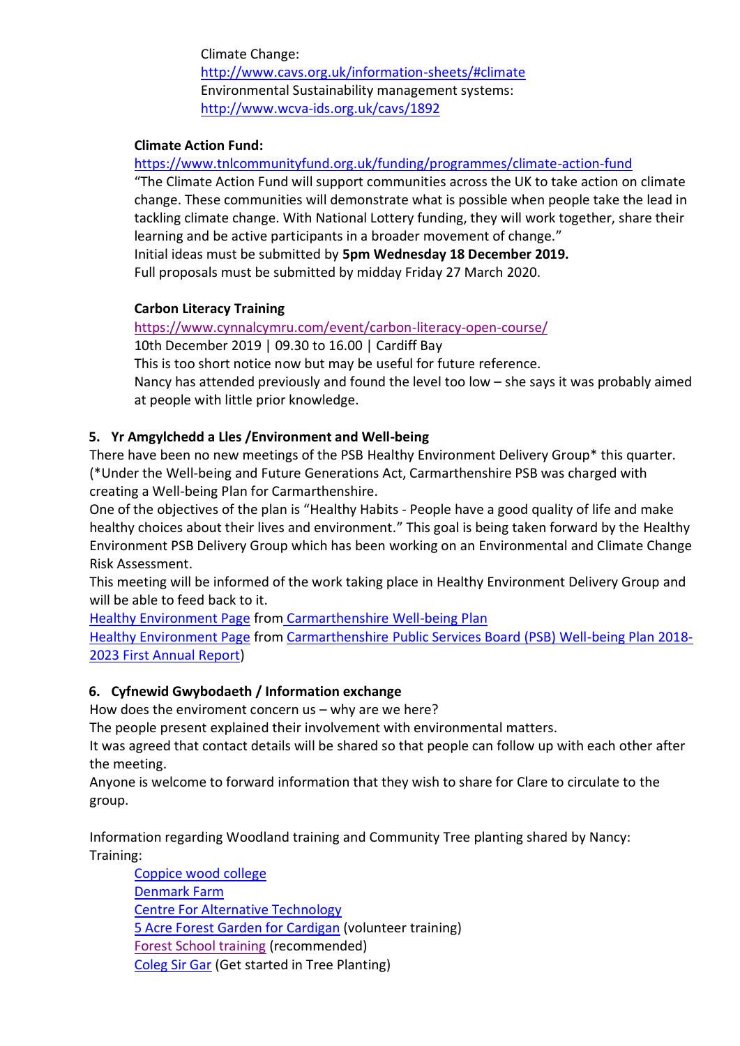Climate Change:
http://www.cavs.org.uk/information-sheets/#climate
Environmental Sustainability management systems:
http://www.wcva-ids.org.uk/cavs/1892

**Climate Action Fund:**
https://www.tnlcommunityfund.org.uk/funding/programmes/climate-action-fund
"The Climate Action Fund will support communities across the UK to take action on climate change. These communities will demonstrate what is possible when people take the lead in tackling climate change. With National Lottery funding, they will work together, share their learning and be active participants in a broader movement of change."
Initial ideas must be submitted by **5pm Wednesday 18 December 2019.**
Full proposals must be submitted by midday Friday 27 March 2020.

**Carbon Literacy Training**
https://www.cynnalcymru.com/event/carbon-literacy-open-course/
10th December 2019 | 09.30 to 16.00 | Cardiff Bay
This is too short notice now but may be useful for future reference.
Nancy has attended previously and found the level too low – she says it was probably aimed at people with little prior knowledge.

## 5. Yr Amgylchedd a Lles /Environment and Well-being

There have been no new meetings of the PSB Healthy Environment Delivery Group* this quarter. (*Under the Well-being and Future Generations Act, Carmarthenshire PSB was charged with creating a Well-being Plan for Carmarthenshire.
One of the objectives of the plan is "Healthy Habits - People have a good quality of life and make healthy choices about their lives and environment." This goal is being taken forward by the Healthy Environment PSB Delivery Group which has been working on an Environmental and Climate Change Risk Assessment.
This meeting will be informed of the work taking place in Healthy Environment Delivery Group and will be able to feed back to it.
Healthy Environment Page from Carmarthenshire Well-being Plan
Healthy Environment Page from Carmarthenshire Public Services Board (PSB) Well-being Plan 2018-2023 First Annual Report)

## 6. Cyfnewid Gwybodaeth / Information exchange

How does the enviroment concern us – why are we here?
The people present explained their involvement with environmental matters.
It was agreed that contact details will be shared so that people can follow up with each other after the meeting.
Anyone is welcome to forward information that they wish to share for Clare to circulate to the group.

Information regarding Woodland training and Community Tree planting shared by Nancy:
Training:

- Coppice wood college
- Denmark Farm
- Centre For Alternative Technology
- 5 Acre Forest Garden for Cardigan (volunteer training)
- Forest School training (recommended)
- Coleg Sir Gar (Get started in Tree Planting)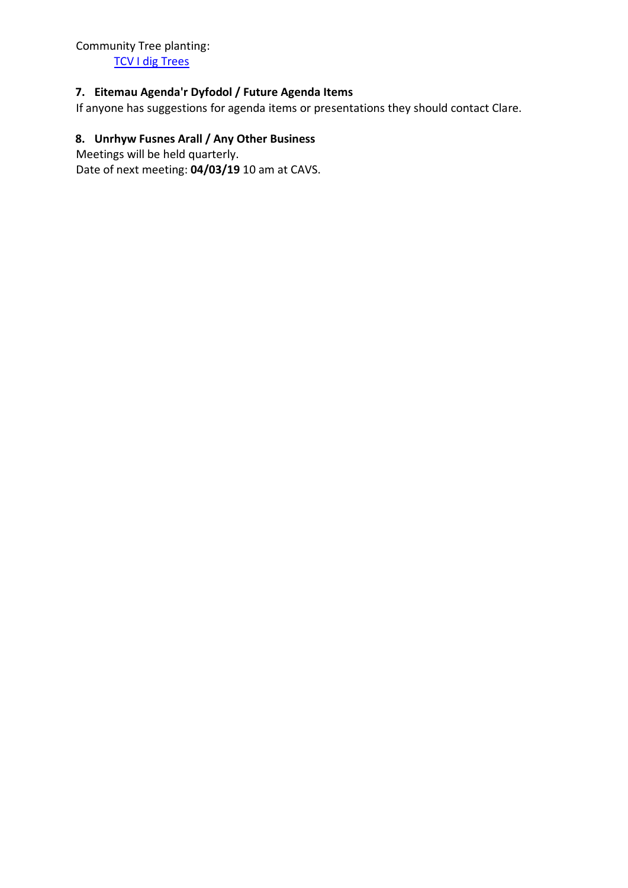Community Tree planting:

[TCV I dig Trees]

## 7. Eitemau Agenda'r Dyfodol / Future Agenda Items

If anyone has suggestions for agenda items or presentations they should contact Clare.

## 8. Unrhyw Fusnes Arall / Any Other Business

Meetings will be held quarterly.

Date of next meeting: **04/03/19** 10 am at CAVS.